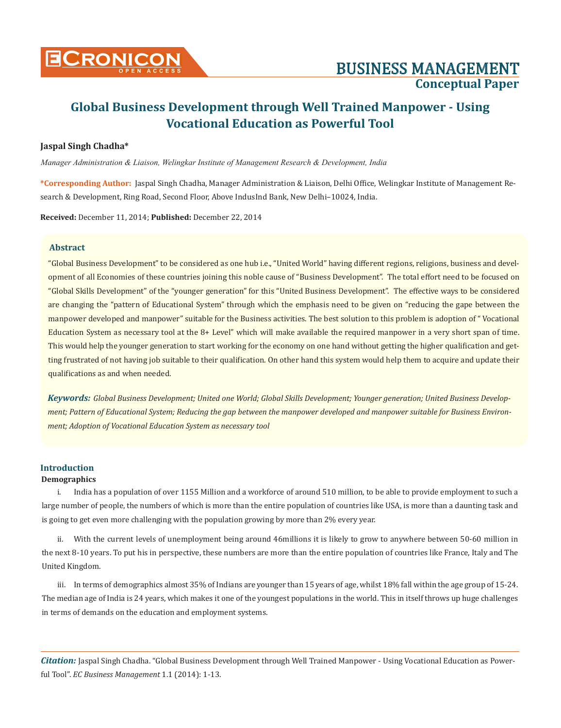# Global Business Development through Well Trained Manpower - Using Vocational Education as Powerful Tool

**Jaspal Singh Chadha***

*Manager Administration & Liaison, Welingkar Institute of Management Research & Development, India*

***Corresponding Author:** Jaspal Singh Chadha, Manager Administration & Liaison, Delhi Office, Welingkar Institute of Management Research & Development, Ring Road, Second Floor, Above IndusInd Bank, New Delhi–10024, India.

**Received:** December 11, 2014; **Published:** December 22, 2014

## Abstract

"Global Business Development" to be considered as one hub i.e., "United World" having different regions, religions, business and development of all Economies of these countries joining this noble cause of "Business Development". The total effort need to be focused on "Global Skills Development" of the "younger generation" for this "United Business Development". The effective ways to be considered are changing the "pattern of Educational System" through which the emphasis need to be given on "reducing the gape between the manpower developed and manpower" suitable for the Business activities. The best solution to this problem is adoption of " Vocational Education System as necessary tool at the 8+ Level" which will make available the required manpower in a very short span of time. This would help the younger generation to start working for the economy on one hand without getting the higher qualification and getting frustrated of not having job suitable to their qualification. On other hand this system would help them to acquire and update their qualifications as and when needed.

***Keywords:*** *Global Business Development; United one World; Global Skills Development; Younger generation; United Business Development; Pattern of Educational System; Reducing the gap between the manpower developed and manpower suitable for Business Environment; Adoption of Vocational Education System as necessary tool*

## Introduction

### Demographics

i. India has a population of over 1155 Million and a workforce of around 510 million, to be able to provide employment to such a large number of people, the numbers of which is more than the entire population of countries like USA, is more than a daunting task and is going to get even more challenging with the population growing by more than 2% every year.

ii. With the current levels of unemployment being around 46millions it is likely to grow to anywhere between 50-60 million in the next 8-10 years. To put his in perspective, these numbers are more than the entire population of countries like France, Italy and The United Kingdom.

iii. In terms of demographics almost 35% of Indians are younger than 15 years of age, whilst 18% fall within the age group of 15-24. The median age of India is 24 years, which makes it one of the youngest populations in the world. This in itself throws up huge challenges in terms of demands on the education and employment systems.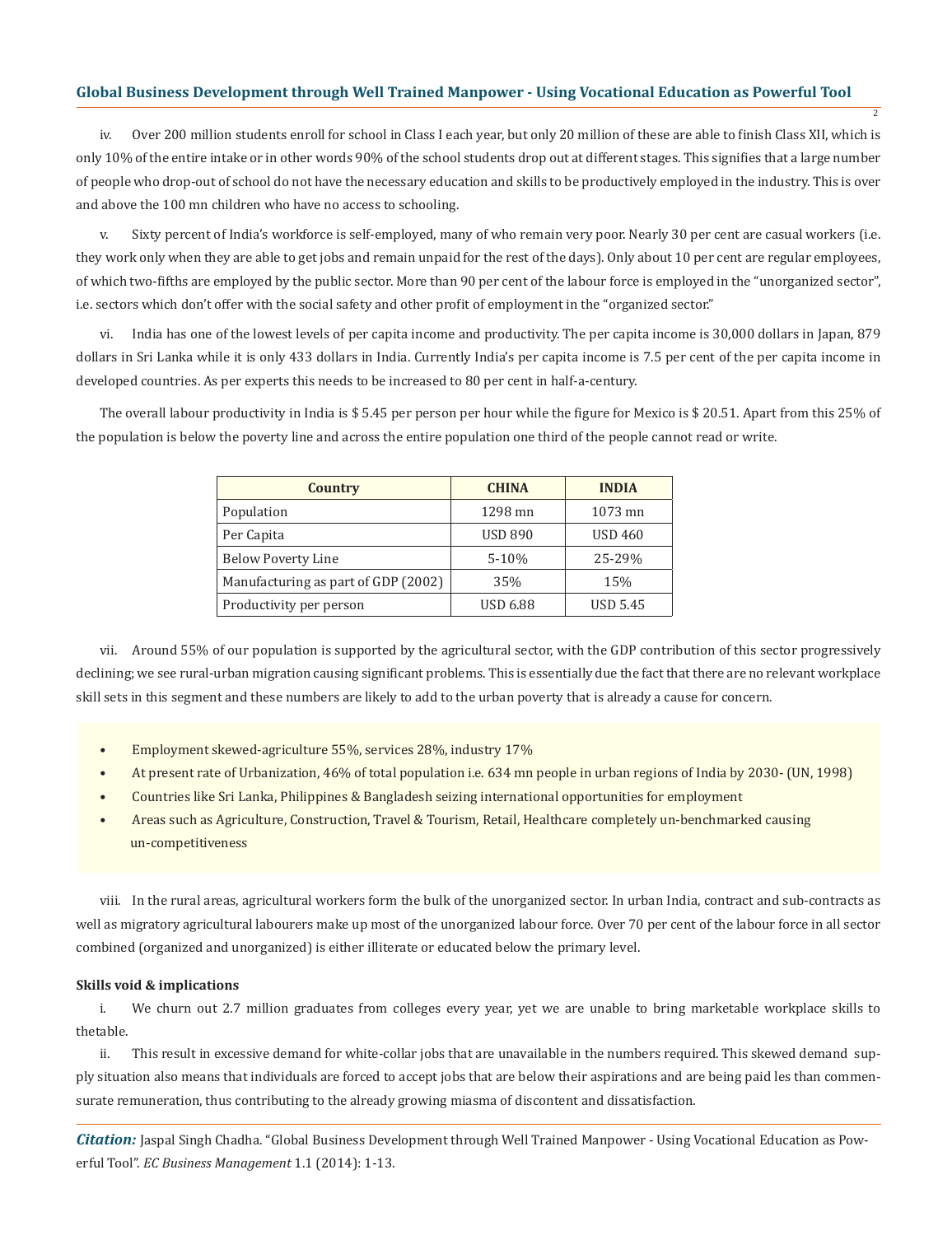iv. Over 200 million students enroll for school in Class I each year, but only 20 million of these are able to finish Class XII, which is only 10% of the entire intake or in other words 90% of the school students drop out at different stages. This signifies that a large number of people who drop-out of school do not have the necessary education and skills to be productively employed in the industry. This is over and above the 100 mn children who have no access to schooling.

v. Sixty percent of India's workforce is self-employed, many of who remain very poor. Nearly 30 per cent are casual workers (i.e. they work only when they are able to get jobs and remain unpaid for the rest of the days). Only about 10 per cent are regular employees, of which two-fifths are employed by the public sector. More than 90 per cent of the labour force is employed in the "unorganized sector", i.e. sectors which don't offer with the social safety and other profit of employment in the "organized sector."

vi. India has one of the lowest levels of per capita income and productivity. The per capita income is 30,000 dollars in Japan, 879 dollars in Sri Lanka while it is only 433 dollars in India. Currently India's per capita income is 7.5 per cent of the per capita income in developed countries. As per experts this needs to be increased to 80 per cent in half-a-century.

The overall labour productivity in India is $ 5.45 per person per hour while the figure for Mexico is $ 20.51. Apart from this 25% of the population is below the poverty line and across the entire population one third of the people cannot read or write.

| Country | CHINA | INDIA |
|---|---|---|
| Population | 1298 mn | 1073 mn |
| Per Capita | USD 890 | USD 460 |
| Below Poverty Line | 5-10% | 25-29% |
| Manufacturing as part of GDP (2002) | 35% | 15% |
| Productivity per person | USD 6.88 | USD 5.45 |

vii. Around 55% of our population is supported by the agricultural sector, with the GDP contribution of this sector progressively declining; we see rural-urban migration causing significant problems. This is essentially due the fact that there are no relevant workplace skill sets in this segment and these numbers are likely to add to the urban poverty that is already a cause for concern.

- Employment skewed-agriculture 55%, services 28%, industry 17%
- At present rate of Urbanization, 46% of total population i.e. 634 mn people in urban regions of India by 2030- (UN, 1998)
- Countries like Sri Lanka, Philippines & Bangladesh seizing international opportunities for employment
- Areas such as Agriculture, Construction, Travel & Tourism, Retail, Healthcare completely un-benchmarked causing un-competitiveness

viii. In the rural areas, agricultural workers form the bulk of the unorganized sector. In urban India, contract and sub-contracts as well as migratory agricultural labourers make up most of the unorganized labour force. Over 70 per cent of the labour force in all sector combined (organized and unorganized) is either illiterate or educated below the primary level.

**Skills void & implications**

i. We churn out 2.7 million graduates from colleges every year, yet we are unable to bring marketable workplace skills to thetable.

ii. This result in excessive demand for white-collar jobs that are unavailable in the numbers required. This skewed demand supply situation also means that individuals are forced to accept jobs that are below their aspirations and are being paid les than commensurate remuneration, thus contributing to the already growing miasma of discontent and dissatisfaction.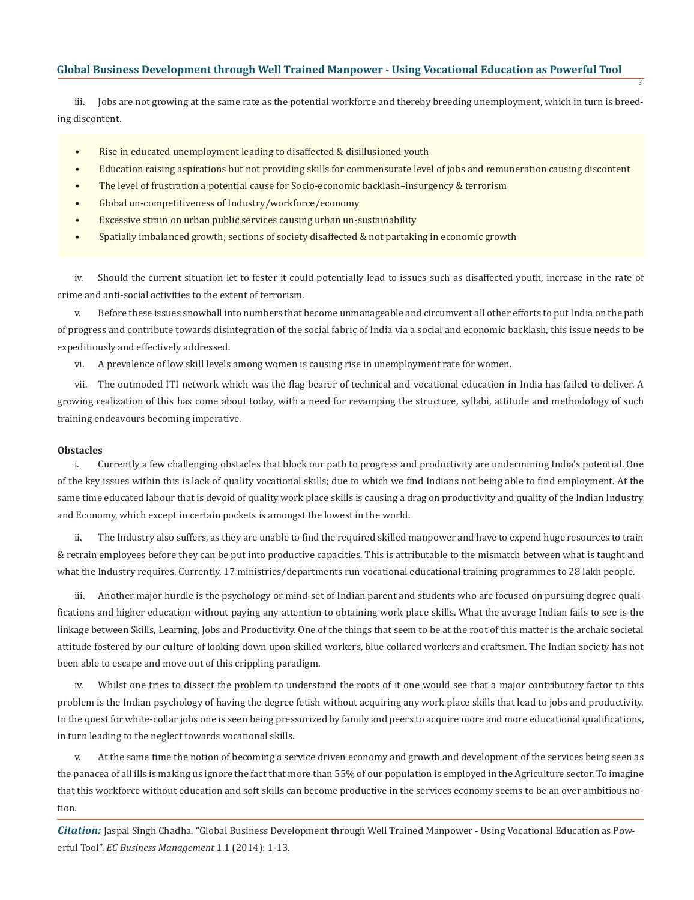iii. Jobs are not growing at the same rate as the potential workforce and thereby breeding unemployment, which in turn is breeding discontent.

- Rise in educated unemployment leading to disaffected & disillusioned youth
- Education raising aspirations but not providing skills for commensurate level of jobs and remuneration causing discontent
- The level of frustration a potential cause for Socio-economic backlash–insurgency & terrorism
- Global un-competitiveness of Industry/workforce/economy
- Excessive strain on urban public services causing urban un-sustainability
- Spatially imbalanced growth; sections of society disaffected & not partaking in economic growth

iv. Should the current situation let to fester it could potentially lead to issues such as disaffected youth, increase in the rate of crime and anti-social activities to the extent of terrorism.

v. Before these issues snowball into numbers that become unmanageable and circumvent all other efforts to put India on the path of progress and contribute towards disintegration of the social fabric of India via a social and economic backlash, this issue needs to be expeditiously and effectively addressed.

vi. A prevalence of low skill levels among women is causing rise in unemployment rate for women.

vii. The outmoded ITI network which was the flag bearer of technical and vocational education in India has failed to deliver. A growing realization of this has come about today, with a need for revamping the structure, syllabi, attitude and methodology of such training endeavours becoming imperative.

**Obstacles**

i. Currently a few challenging obstacles that block our path to progress and productivity are undermining India's potential. One of the key issues within this is lack of quality vocational skills; due to which we find Indians not being able to find employment. At the same time educated labour that is devoid of quality work place skills is causing a drag on productivity and quality of the Indian Industry and Economy, which except in certain pockets is amongst the lowest in the world.

ii. The Industry also suffers, as they are unable to find the required skilled manpower and have to expend huge resources to train & retrain employees before they can be put into productive capacities. This is attributable to the mismatch between what is taught and what the Industry requires. Currently, 17 ministries/departments run vocational educational training programmes to 28 lakh people.

iii. Another major hurdle is the psychology or mind-set of Indian parent and students who are focused on pursuing degree qualifications and higher education without paying any attention to obtaining work place skills. What the average Indian fails to see is the linkage between Skills, Learning, Jobs and Productivity. One of the things that seem to be at the root of this matter is the archaic societal attitude fostered by our culture of looking down upon skilled workers, blue collared workers and craftsmen. The Indian society has not been able to escape and move out of this crippling paradigm.

iv. Whilst one tries to dissect the problem to understand the roots of it one would see that a major contributory factor to this problem is the Indian psychology of having the degree fetish without acquiring any work place skills that lead to jobs and productivity. In the quest for white-collar jobs one is seen being pressurized by family and peers to acquire more and more educational qualifications, in turn leading to the neglect towards vocational skills.

v. At the same time the notion of becoming a service driven economy and growth and development of the services being seen as the panacea of all ills is making us ignore the fact that more than 55% of our population is employed in the Agriculture sector. To imagine that this workforce without education and soft skills can become productive in the services economy seems to be an over ambitious notion.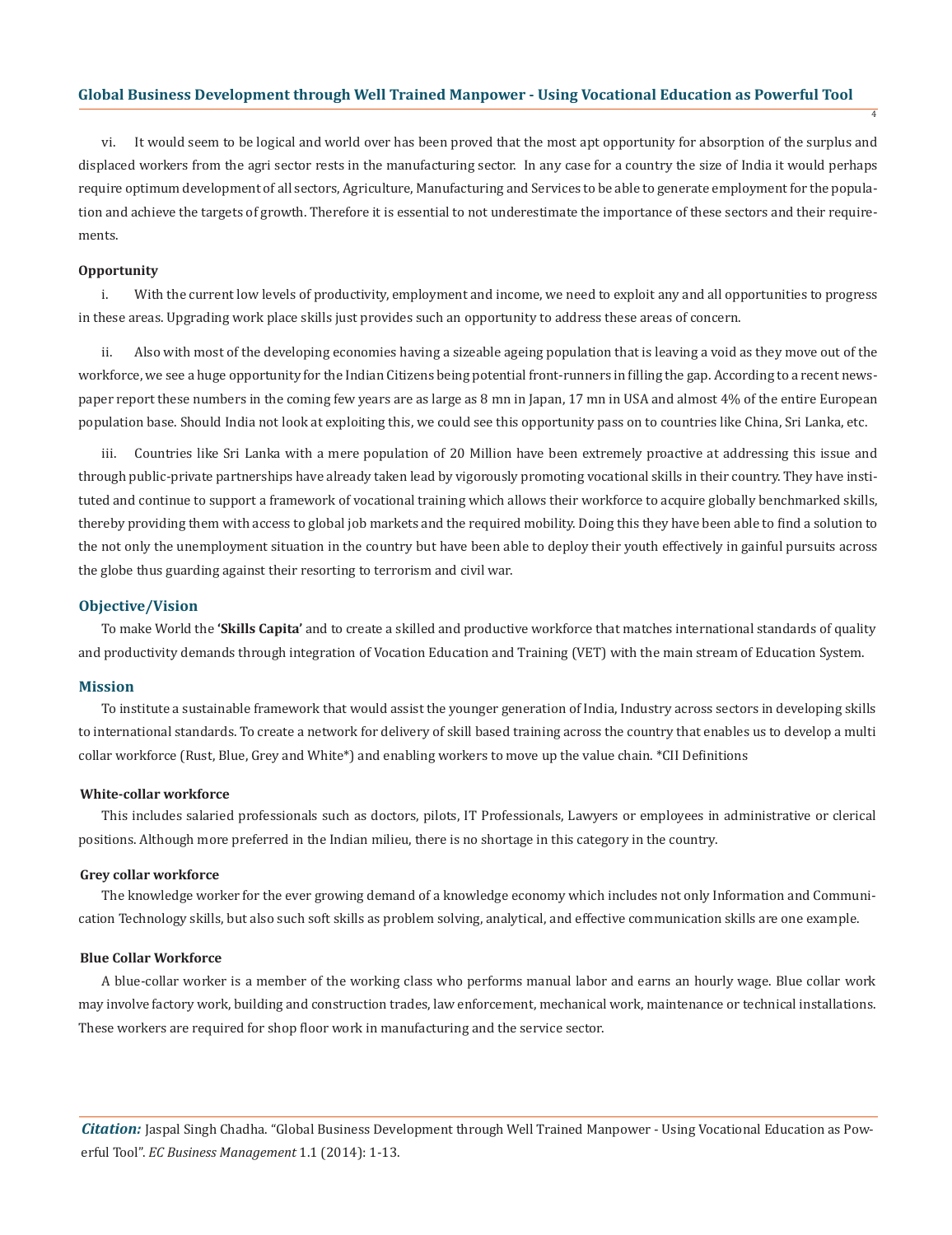vi. It would seem to be logical and world over has been proved that the most apt opportunity for absorption of the surplus and displaced workers from the agri sector rests in the manufacturing sector. In any case for a country the size of India it would perhaps require optimum development of all sectors, Agriculture, Manufacturing and Services to be able to generate employment for the population and achieve the targets of growth. Therefore it is essential to not underestimate the importance of these sectors and their requirements.

**Opportunity**

i. With the current low levels of productivity, employment and income, we need to exploit any and all opportunities to progress in these areas. Upgrading work place skills just provides such an opportunity to address these areas of concern.

ii. Also with most of the developing economies having a sizeable ageing population that is leaving a void as they move out of the workforce, we see a huge opportunity for the Indian Citizens being potential front-runners in filling the gap. According to a recent newspaper report these numbers in the coming few years are as large as 8 mn in Japan, 17 mn in USA and almost 4% of the entire European population base. Should India not look at exploiting this, we could see this opportunity pass on to countries like China, Sri Lanka, etc.

iii. Countries like Sri Lanka with a mere population of 20 Million have been extremely proactive at addressing this issue and through public-private partnerships have already taken lead by vigorously promoting vocational skills in their country. They have instituted and continue to support a framework of vocational training which allows their workforce to acquire globally benchmarked skills, thereby providing them with access to global job markets and the required mobility. Doing this they have been able to find a solution to the not only the unemployment situation in the country but have been able to deploy their youth effectively in gainful pursuits across the globe thus guarding against their resorting to terrorism and civil war.

## Objective/Vision

To make World the **'Skills Capita'** and to create a skilled and productive workforce that matches international standards of quality and productivity demands through integration of Vocation Education and Training (VET) with the main stream of Education System.

## Mission

To institute a sustainable framework that would assist the younger generation of India, Industry across sectors in developing skills to international standards. To create a network for delivery of skill based training across the country that enables us to develop a multi collar workforce (Rust, Blue, Grey and White*) and enabling workers to move up the value chain. *CII Definitions

**White-collar workforce**

This includes salaried professionals such as doctors, pilots, IT Professionals, Lawyers or employees in administrative or clerical positions. Although more preferred in the Indian milieu, there is no shortage in this category in the country.

**Grey collar workforce**

The knowledge worker for the ever growing demand of a knowledge economy which includes not only Information and Communication Technology skills, but also such soft skills as problem solving, analytical, and effective communication skills are one example.

**Blue Collar Workforce**

A blue-collar worker is a member of the working class who performs manual labor and earns an hourly wage. Blue collar work may involve factory work, building and construction trades, law enforcement, mechanical work, maintenance or technical installations. These workers are required for shop floor work in manufacturing and the service sector.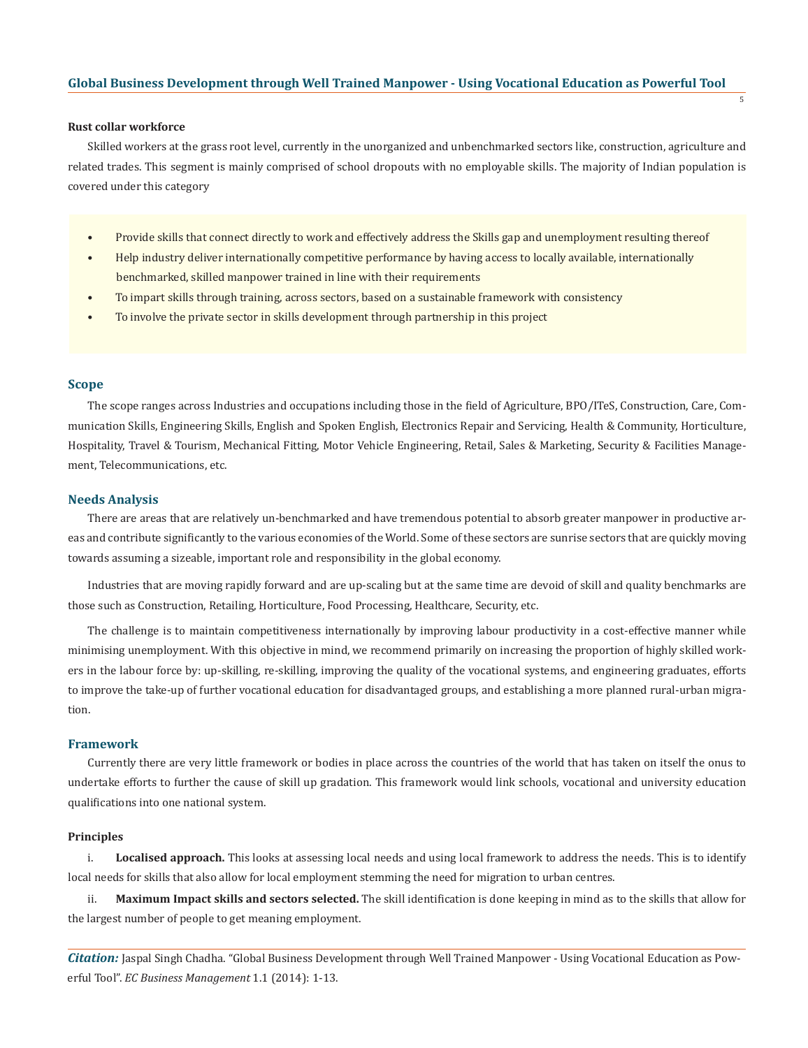**Rust collar workforce**

Skilled workers at the grass root level, currently in the unorganized and unbenchmarked sectors like, construction, agriculture and related trades. This segment is mainly comprised of school dropouts with no employable skills. The majority of Indian population is covered under this category

- Provide skills that connect directly to work and effectively address the Skills gap and unemployment resulting thereof
- Help industry deliver internationally competitive performance by having access to locally available, internationally benchmarked, skilled manpower trained in line with their requirements
- To impart skills through training, across sectors, based on a sustainable framework with consistency
- To involve the private sector in skills development through partnership in this project

## Scope

The scope ranges across Industries and occupations including those in the field of Agriculture, BPO/ITeS, Construction, Care, Communication Skills, Engineering Skills, English and Spoken English, Electronics Repair and Servicing, Health & Community, Horticulture, Hospitality, Travel & Tourism, Mechanical Fitting, Motor Vehicle Engineering, Retail, Sales & Marketing, Security & Facilities Management, Telecommunications, etc.

## Needs Analysis

There are areas that are relatively un-benchmarked and have tremendous potential to absorb greater manpower in productive areas and contribute significantly to the various economies of the World. Some of these sectors are sunrise sectors that are quickly moving towards assuming a sizeable, important role and responsibility in the global economy.

Industries that are moving rapidly forward and are up-scaling but at the same time are devoid of skill and quality benchmarks are those such as Construction, Retailing, Horticulture, Food Processing, Healthcare, Security, etc.

The challenge is to maintain competitiveness internationally by improving labour productivity in a cost-effective manner while minimising unemployment. With this objective in mind, we recommend primarily on increasing the proportion of highly skilled workers in the labour force by: up-skilling, re-skilling, improving the quality of the vocational systems, and engineering graduates, efforts to improve the take-up of further vocational education for disadvantaged groups, and establishing a more planned rural-urban migration.

## Framework

Currently there are very little framework or bodies in place across the countries of the world that has taken on itself the onus to undertake efforts to further the cause of skill up gradation. This framework would link schools, vocational and university education qualifications into one national system.

**Principles**

i. **Localised approach.** This looks at assessing local needs and using local framework to address the needs. This is to identify local needs for skills that also allow for local employment stemming the need for migration to urban centres.

ii. **Maximum Impact skills and sectors selected.** The skill identification is done keeping in mind as to the skills that allow for the largest number of people to get meaning employment.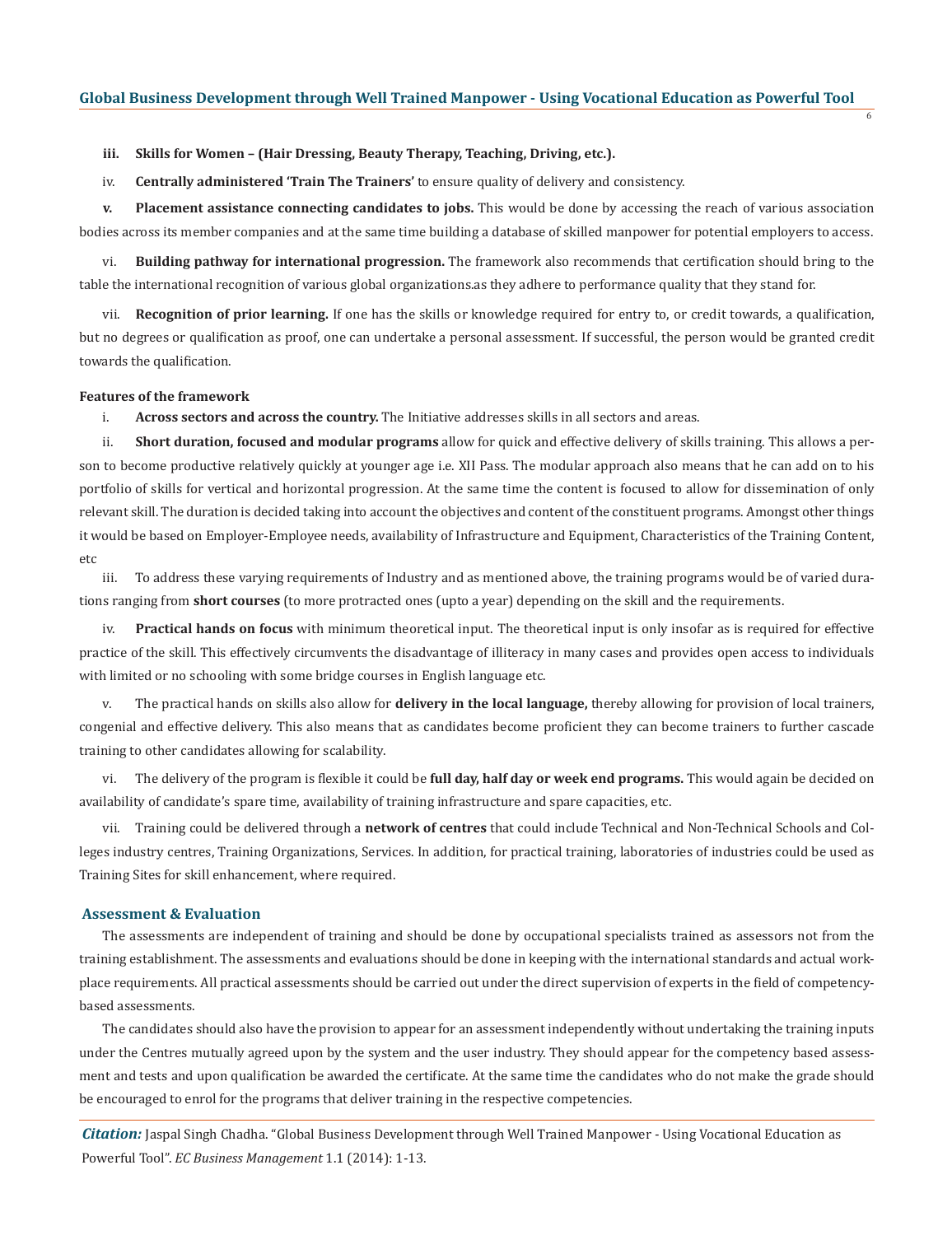**iii. Skills for Women – (Hair Dressing, Beauty Therapy, Teaching, Driving, etc.).**

iv. **Centrally administered 'Train The Trainers'** to ensure quality of delivery and consistency.

**v. Placement assistance connecting candidates to jobs.** This would be done by accessing the reach of various association bodies across its member companies and at the same time building a database of skilled manpower for potential employers to access.

vi. **Building pathway for international progression.** The framework also recommends that certification should bring to the table the international recognition of various global organizations.as they adhere to performance quality that they stand for.

vii. **Recognition of prior learning.** If one has the skills or knowledge required for entry to, or credit towards, a qualification, but no degrees or qualification as proof, one can undertake a personal assessment. If successful, the person would be granted credit towards the qualification.

**Features of the framework**

i. **Across sectors and across the country.** The Initiative addresses skills in all sectors and areas.

ii. **Short duration, focused and modular programs** allow for quick and effective delivery of skills training. This allows a person to become productive relatively quickly at younger age i.e. XII Pass. The modular approach also means that he can add on to his portfolio of skills for vertical and horizontal progression. At the same time the content is focused to allow for dissemination of only relevant skill. The duration is decided taking into account the objectives and content of the constituent programs. Amongst other things it would be based on Employer-Employee needs, availability of Infrastructure and Equipment, Characteristics of the Training Content, etc

iii. To address these varying requirements of Industry and as mentioned above, the training programs would be of varied durations ranging from **short courses** (to more protracted ones (upto a year) depending on the skill and the requirements.

iv. **Practical hands on focus** with minimum theoretical input. The theoretical input is only insofar as is required for effective practice of the skill. This effectively circumvents the disadvantage of illiteracy in many cases and provides open access to individuals with limited or no schooling with some bridge courses in English language etc.

v. The practical hands on skills also allow for **delivery in the local language,** thereby allowing for provision of local trainers, congenial and effective delivery. This also means that as candidates become proficient they can become trainers to further cascade training to other candidates allowing for scalability.

vi. The delivery of the program is flexible it could be **full day, half day or week end programs.** This would again be decided on availability of candidate's spare time, availability of training infrastructure and spare capacities, etc.

vii. Training could be delivered through a **network of centres** that could include Technical and Non-Technical Schools and Colleges industry centres, Training Organizations, Services. In addition, for practical training, laboratories of industries could be used as Training Sites for skill enhancement, where required.

## Assessment & Evaluation

The assessments are independent of training and should be done by occupational specialists trained as assessors not from the training establishment. The assessments and evaluations should be done in keeping with the international standards and actual workplace requirements. All practical assessments should be carried out under the direct supervision of experts in the field of competency-based assessments.

The candidates should also have the provision to appear for an assessment independently without undertaking the training inputs under the Centres mutually agreed upon by the system and the user industry. They should appear for the competency based assessment and tests and upon qualification be awarded the certificate. At the same time the candidates who do not make the grade should be encouraged to enrol for the programs that deliver training in the respective competencies.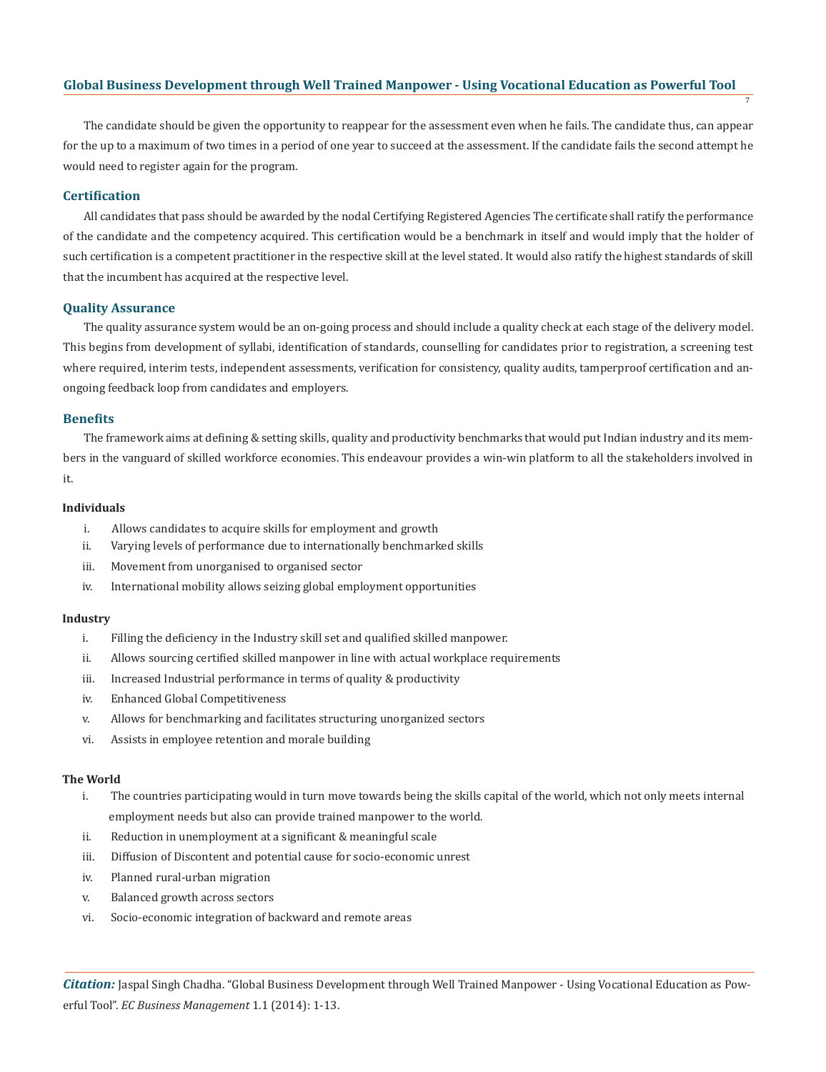The candidate should be given the opportunity to reappear for the assessment even when he fails. The candidate thus, can appear for the up to a maximum of two times in a period of one year to succeed at the assessment. If the candidate fails the second attempt he would need to register again for the program.

## Certification

All candidates that pass should be awarded by the nodal Certifying Registered Agencies The certificate shall ratify the performance of the candidate and the competency acquired. This certification would be a benchmark in itself and would imply that the holder of such certification is a competent practitioner in the respective skill at the level stated. It would also ratify the highest standards of skill that the incumbent has acquired at the respective level.

## Quality Assurance

The quality assurance system would be an on-going process and should include a quality check at each stage of the delivery model. This begins from development of syllabi, identification of standards, counselling for candidates prior to registration, a screening test where required, interim tests, independent assessments, verification for consistency, quality audits, tamperproof certification and an-ongoing feedback loop from candidates and employers.

## Benefits

The framework aims at defining & setting skills, quality and productivity benchmarks that would put Indian industry and its members in the vanguard of skilled workforce economies. This endeavour provides a win-win platform to all the stakeholders involved in it.

**Individuals**

i. Allows candidates to acquire skills for employment and growth
ii. Varying levels of performance due to internationally benchmarked skills
iii. Movement from unorganised to organised sector
iv. International mobility allows seizing global employment opportunities

**Industry**

i. Filling the deficiency in the Industry skill set and qualified skilled manpower.
ii. Allows sourcing certified skilled manpower in line with actual workplace requirements
iii. Increased Industrial performance in terms of quality & productivity
iv. Enhanced Global Competitiveness
v. Allows for benchmarking and facilitates structuring unorganized sectors
vi. Assists in employee retention and morale building

**The World**

i. The countries participating would in turn move towards being the skills capital of the world, which not only meets internal employment needs but also can provide trained manpower to the world.
ii. Reduction in unemployment at a significant & meaningful scale
iii. Diffusion of Discontent and potential cause for socio-economic unrest
iv. Planned rural-urban migration
v. Balanced growth across sectors
vi. Socio-economic integration of backward and remote areas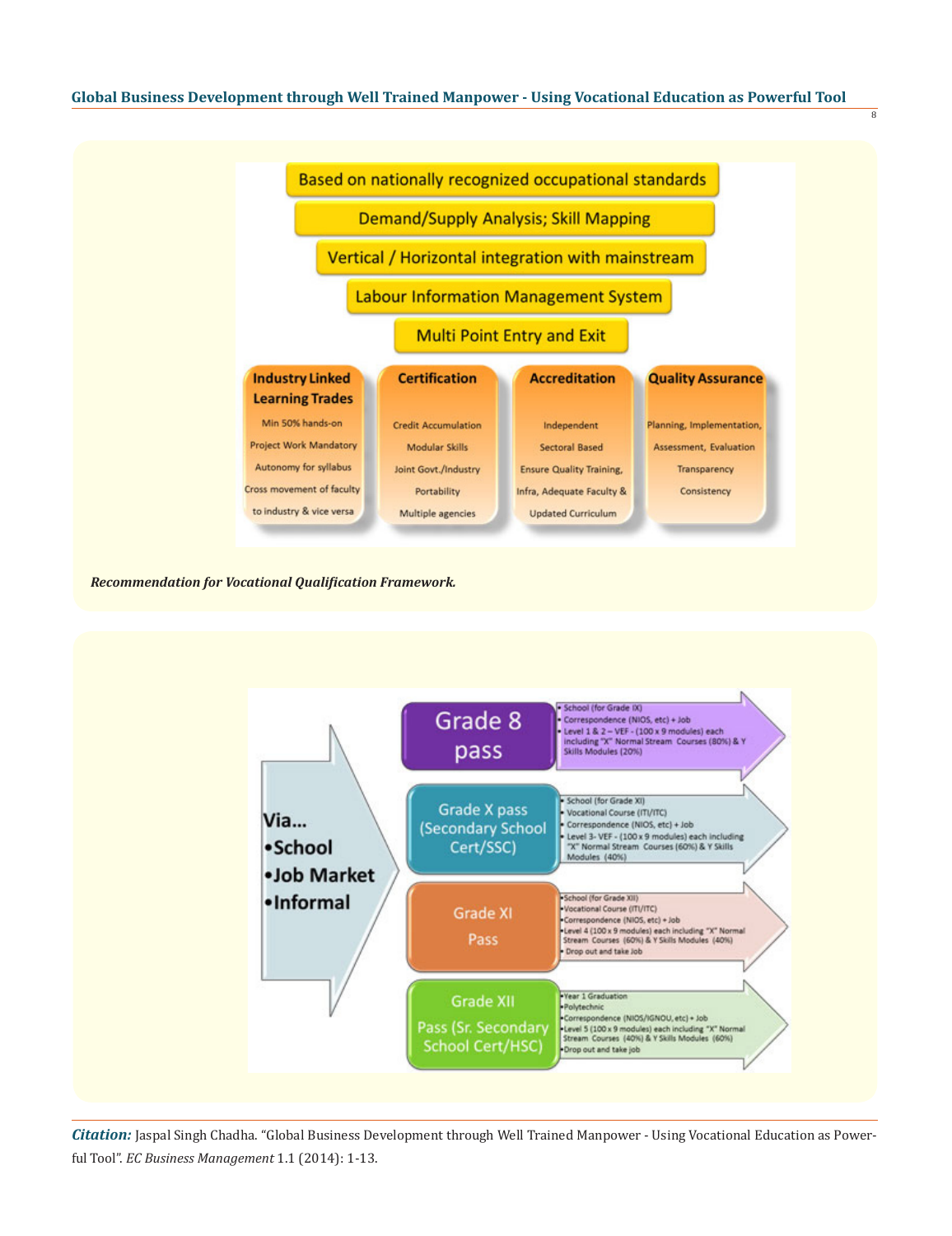Based on nationally recognized occupational standards

Demand/Supply Analysis; Skill Mapping

Vertical / Horizontal integration with mainstream

Labour Information Management System

Multi Point Entry and Exit

**Industry Linked Learning Trades**

- Min 50% hands-on
- Project Work Mandatory
- Autonomy for syllabus
- Cross movement of faculty to industry & vice versa

**Certification**

- Credit Accumulation
- Modular Skills
- Joint Govt./Industry
- Portability
- Multiple agencies

**Accreditation**

- Independent
- Sectoral Based
- Ensure Quality Training, Infra, Adequate Faculty & Updated Curriculum

**Quality Assurance**

- Planning, Implementation, Assessment, Evaluation
- Transparency
- Consistency

***Recommendation for Vocational Qualification Framework.***

Via...

- School
- Job Market
- Informal

**Grade 8 pass**

- School (for Grade IX)
- Correspondence (NIOS, etc) + Job
- Level 1 & 2 – VEF - (100 x 9 modules) each including "X" Normal Stream Courses (80%) & Y Skills Modules (20%)

**Grade X pass (Secondary School Cert/SSC)**

- School (for Grade XI)
- Vocational Course (ITI/ITC)
- Correspondence (NIOS, etc) + Job
- Level 3- VEF - (100 x 9 modules) each including "X" Normal Stream Courses (60%) & Y Skills Modules (40%)

**Grade XI Pass**

- School (for Grade XII)
- Vocational Course (ITI/ITC)
- Correspondence (NIOS, etc) + Job
- Level 4 (100 x 9 modules) each including "X" Normal Stream Courses (60%) & Y Skills Modules (40%)
- Drop out and take Job

**Grade XII Pass (Sr. Secondary School Cert/HSC)**

- Year 1 Graduation
- Polytechnic
- Correspondence (NIOS/IGNOU, etc) + Job
- Level 5 (100 x 9 modules) each including "X" Normal Stream Courses (40%) & Y Skills Modules (60%)
- Drop out and take job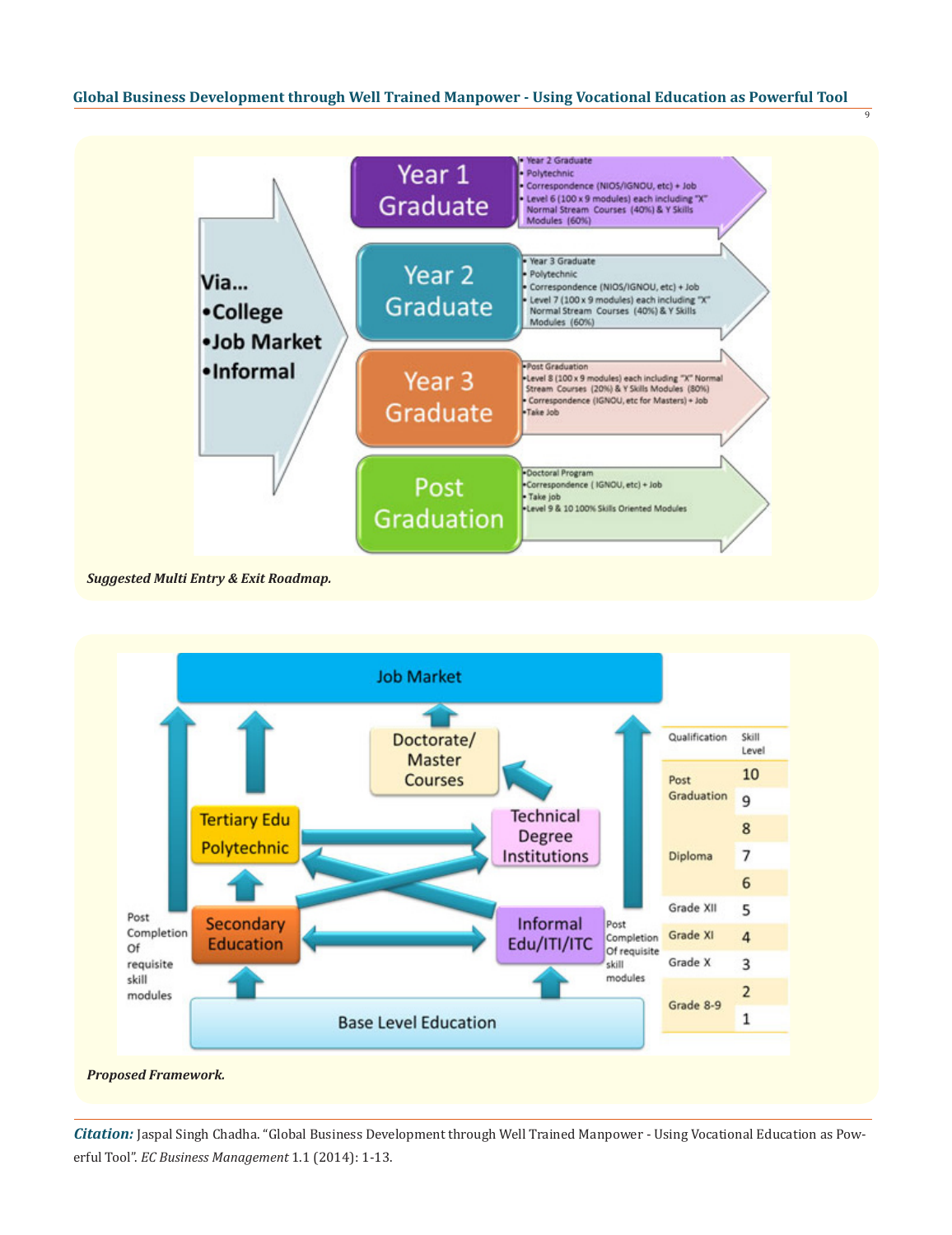Via...
- College
- Job Market
- Informal

**Year 1 Graduate**
- Year 2 Graduate
- Polytechnic
- Correspondence (NIOS/IGNOU, etc) + Job
- Level 6 (100 x 9 modules) each including "X" Normal Stream Courses (40%) & Y Skills Modules (60%)

**Year 2 Graduate**
- Year 3 Graduate
- Polytechnic
- Correspondence (NIOS/IGNOU, etc) + Job
- Level 7 (100 x 9 modules) each including "X" Normal Stream Courses (40%) & Y Skills Modules (60%)

**Year 3 Graduate**
- Post Graduation
- Level 8 (100 x 9 modules) each including "X" Normal Stream Courses (20%) & Y Skills Modules (80%)
- Correspondence (IGNOU, etc for Masters) + Job
- Take Job

**Post Graduation**
- Doctoral Program
- Correspondence ( IGNOU, etc) + Job
- Take job
- Level 9 & 10 100% Skills Oriented Modules

*Suggested Multi Entry & Exit Roadmap.*

Job Market

Doctorate/ Master Courses

Tertiary Edu Polytechnic

Technical Degree Institutions

Secondary Education

Informal Edu/ITI/ITC

Base Level Education

Post Completion Of requisite skill modules

Post Completion Of requisite skill modules

| Qualification | Skill Level |
|---|---|
| Post Graduation | 10 |
| | 9 |
| Diploma | 8 |
| | 7 |
| | 6 |
| Grade XII | 5 |
| Grade XI | 4 |
| Grade X | 3 |
| Grade 8-9 | 2 |
| | 1 |

*Proposed Framework.*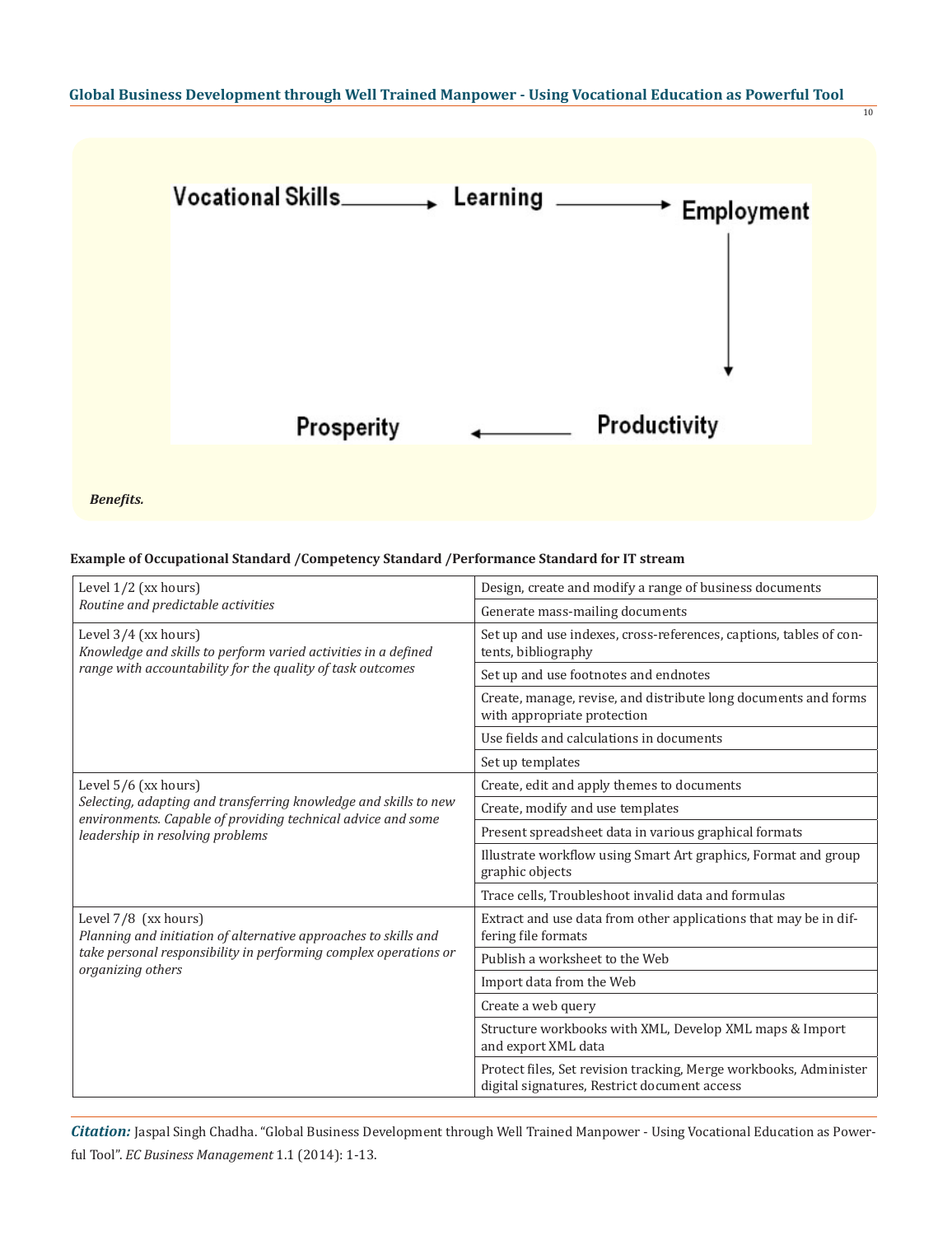Vocational Skills → Learning → Employment → Productivity → Prosperity

*Benefits.*

**Example of Occupational Standard /Competency Standard /Performance Standard for IT stream**

| Level | Competency |
|---|---|
| Level 1/2 (xx hours) *Routine and predictable activities* | Design, create and modify a range of business documents |
| | Generate mass-mailing documents |
| Level 3/4 (xx hours) *Knowledge and skills to perform varied activities in a defined range with accountability for the quality of task outcomes* | Set up and use indexes, cross-references, captions, tables of contents, bibliography |
| | Set up and use footnotes and endnotes |
| | Create, manage, revise, and distribute long documents and forms with appropriate protection |
| | Use fields and calculations in documents |
| | Set up templates |
| Level 5/6 (xx hours) *Selecting, adapting and transferring knowledge and skills to new environments. Capable of providing technical advice and some leadership in resolving problems* | Create, edit and apply themes to documents |
| | Create, modify and use templates |
| | Present spreadsheet data in various graphical formats |
| | Illustrate workflow using Smart Art graphics, Format and group graphic objects |
| | Trace cells, Troubleshoot invalid data and formulas |
| Level 7/8 (xx hours) *Planning and initiation of alternative approaches to skills and take personal responsibility in performing complex operations or organizing others* | Extract and use data from other applications that may be in differing file formats |
| | Publish a worksheet to the Web |
| | Import data from the Web |
| | Create a web query |
| | Structure workbooks with XML, Develop XML maps & Import and export XML data |
| | Protect files, Set revision tracking, Merge workbooks, Administer digital signatures, Restrict document access |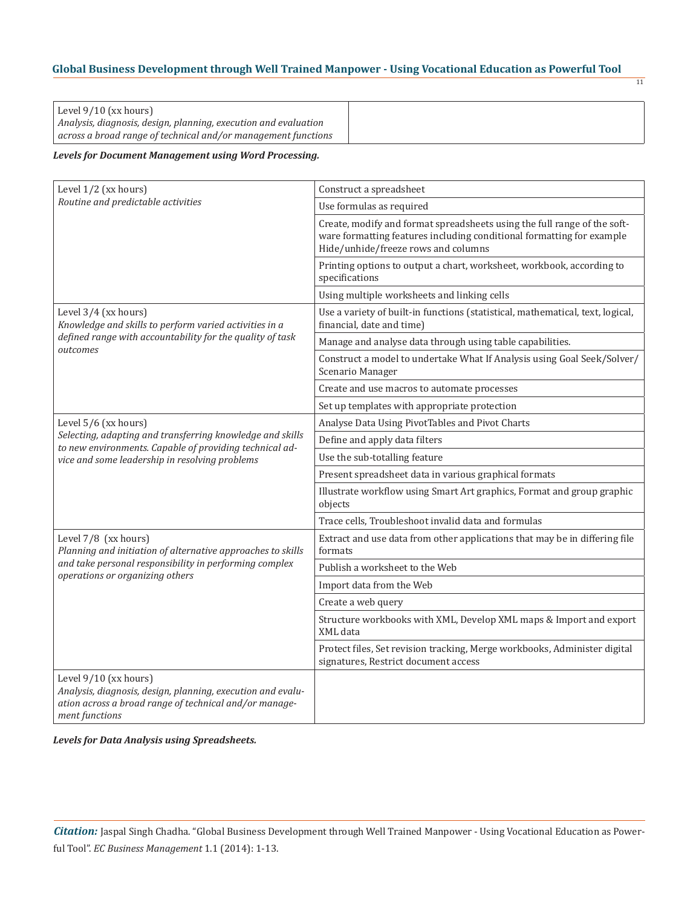| Level 9/10 (xx hours) *Analysis, diagnosis, design, planning, execution and evaluation across a broad range of technical and/or management functions* | |
|---|---|

***Levels for Document Management using Word Processing.***

| Level | Skills |
|---|---|
| Level 1/2 (xx hours) *Routine and predictable activities* | Construct a spreadsheet |
| | Use formulas as required |
| | Create, modify and format spreadsheets using the full range of the software formatting features including conditional formatting for example Hide/unhide/freeze rows and columns |
| | Printing options to output a chart, worksheet, workbook, according to specifications |
| | Using multiple worksheets and linking cells |
| Level 3/4 (xx hours) *Knowledge and skills to perform varied activities in a defined range with accountability for the quality of task outcomes* | Use a variety of built-in functions (statistical, mathematical, text, logical, financial, date and time) |
| | Manage and analyse data through using table capabilities. |
| | Construct a model to undertake What If Analysis using Goal Seek/Solver/Scenario Manager |
| | Create and use macros to automate processes |
| | Set up templates with appropriate protection |
| Level 5/6 (xx hours) *Selecting, adapting and transferring knowledge and skills to new environments. Capable of providing technical advice and some leadership in resolving problems* | Analyse Data Using PivotTables and Pivot Charts |
| | Define and apply data filters |
| | Use the sub-totalling feature |
| | Present spreadsheet data in various graphical formats |
| | Illustrate workflow using Smart Art graphics, Format and group graphic objects |
| | Trace cells, Troubleshoot invalid data and formulas |
| Level 7/8 (xx hours) *Planning and initiation of alternative approaches to skills and take personal responsibility in performing complex operations or organizing others* | Extract and use data from other applications that may be in differing file formats |
| | Publish a worksheet to the Web |
| | Import data from the Web |
| | Create a web query |
| | Structure workbooks with XML, Develop XML maps & Import and export XML data |
| | Protect files, Set revision tracking, Merge workbooks, Administer digital signatures, Restrict document access |
| Level 9/10 (xx hours) *Analysis, diagnosis, design, planning, execution and evaluation across a broad range of technical and/or management functions* | |

***Levels for Data Analysis using Spreadsheets.***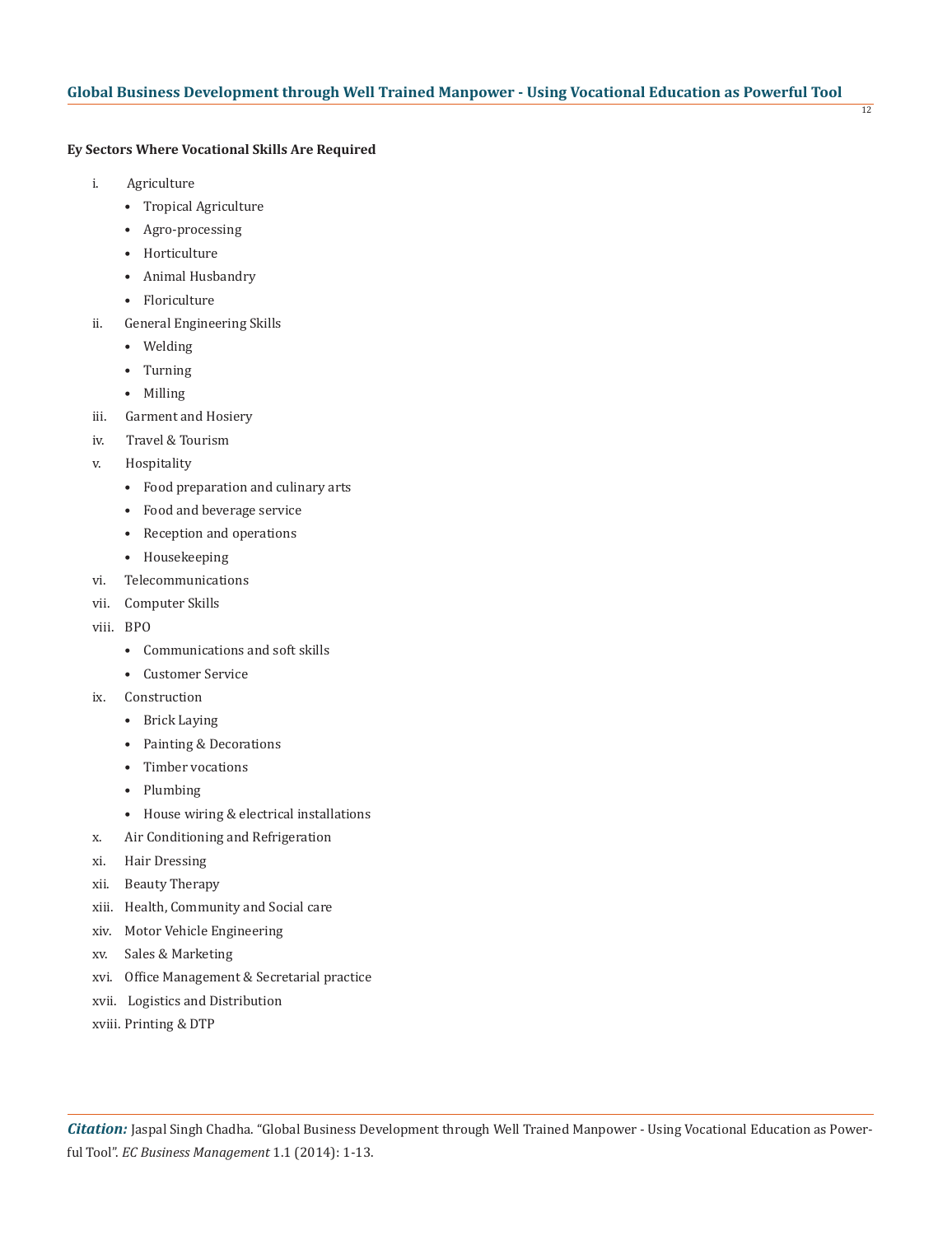**Ey Sectors Where Vocational Skills Are Required**

i. Agriculture
   - Tropical Agriculture
   - Agro-processing
   - Horticulture
   - Animal Husbandry
   - Floriculture

ii. General Engineering Skills
   - Welding
   - Turning
   - Milling

iii. Garment and Hosiery

iv. Travel & Tourism

v. Hospitality
   - Food preparation and culinary arts
   - Food and beverage service
   - Reception and operations
   - Housekeeping

vi. Telecommunications

vii. Computer Skills

viii. BPO
   - Communications and soft skills
   - Customer Service

ix. Construction
   - Brick Laying
   - Painting & Decorations
   - Timber vocations
   - Plumbing
   - House wiring & electrical installations

x. Air Conditioning and Refrigeration

xi. Hair Dressing

xii. Beauty Therapy

xiii. Health, Community and Social care

xiv. Motor Vehicle Engineering

xv. Sales & Marketing

xvi. Office Management & Secretarial practice

xvii. Logistics and Distribution

xviii. Printing & DTP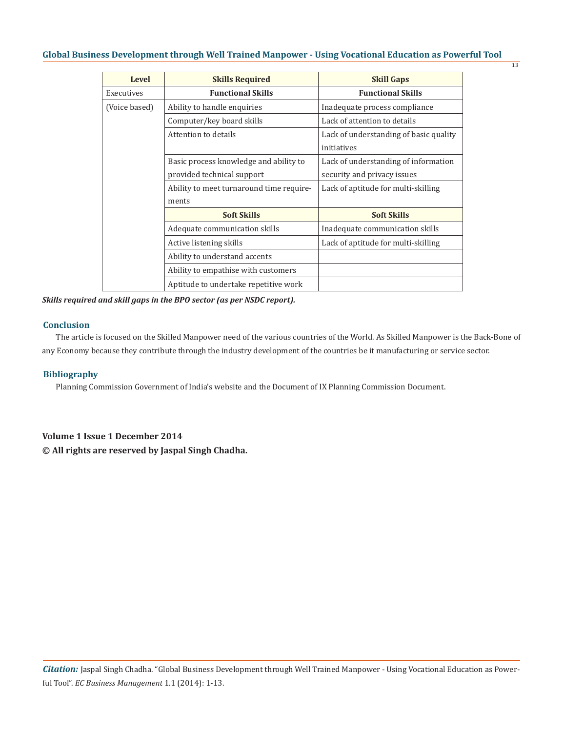| Level | Skills Required | Skill Gaps |
|---|---|---|
| Executives | **Functional Skills** | **Functional Skills** |
| (Voice based) | Ability to handle enquiries | Inadequate process compliance |
| | Computer/key board skills | Lack of attention to details |
| | Attention to details | Lack of understanding of basic quality initiatives |
| | Basic process knowledge and ability to provided technical support | Lack of understanding of information security and privacy issues |
| | Ability to meet turnaround time requirements | Lack of aptitude for multi-skilling |
| | **Soft Skills** | **Soft Skills** |
| | Adequate communication skills | Inadequate communication skills |
| | Active listening skills | Lack of aptitude for multi-skilling |
| | Ability to understand accents | |
| | Ability to empathise with customers | |
| | Aptitude to undertake repetitive work | |

***Skills required and skill gaps in the BPO sector (as per NSDC report).***

## Conclusion

The article is focused on the Skilled Manpower need of the various countries of the World. As Skilled Manpower is the Back-Bone of any Economy because they contribute through the industry development of the countries be it manufacturing or service sector.

## Bibliography

Planning Commission Government of India's website and the Document of IX Planning Commission Document.

**Volume 1 Issue 1 December 2014**

**© All rights are reserved by Jaspal Singh Chadha.**

***Citation:*** Jaspal Singh Chadha. "Global Business Development through Well Trained Manpower - Using Vocational Education as Powerful Tool". *EC Business Management* 1.1 (2014): 1-13.